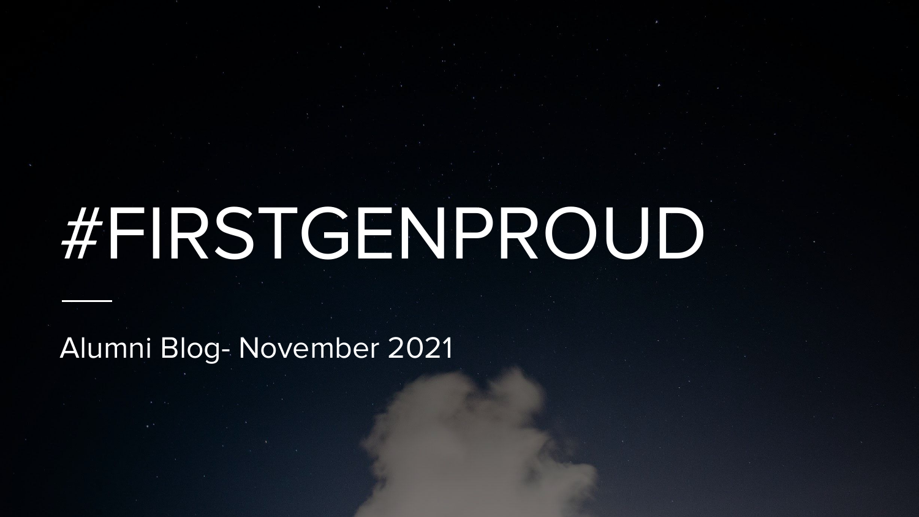# #FIRSTGENPROUD

Alumni Blog- November 2021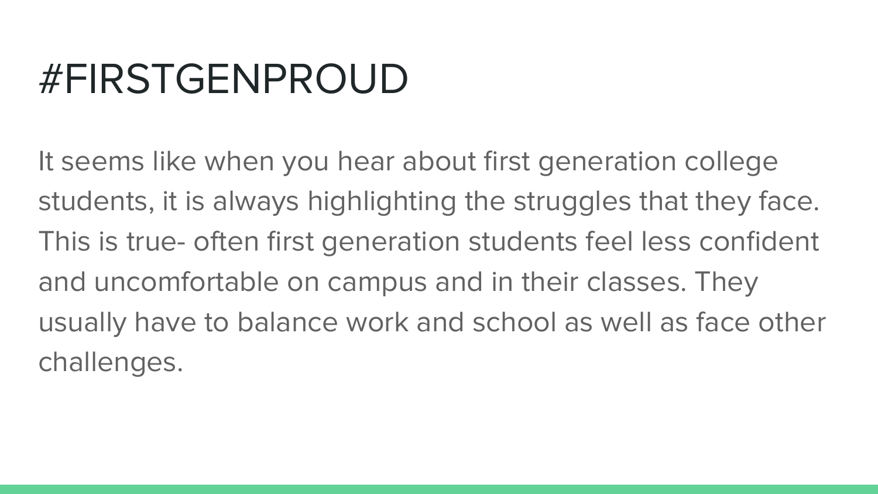# #FIRSTGENPROUD

It seems like when you hear about first generation college students, it is always highlighting the struggles that they face. This is true- often first generation students feel less confident and uncomfortable on campus and in their classes. They usually have to balance work and school as well as face other challenges.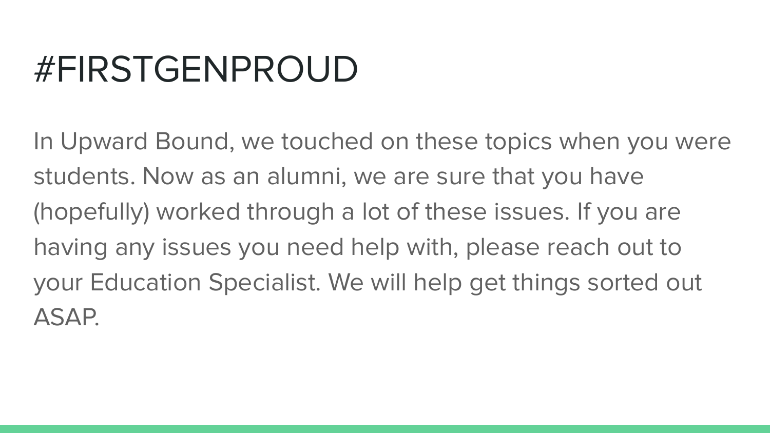# #FIRSTGENPROUD

In Upward Bound, we touched on these topics when you were students. Now as an alumni, we are sure that you have (hopefully) worked through a lot of these issues. If you are having any issues you need help with, please reach out to your Education Specialist. We will help get things sorted out ASAP.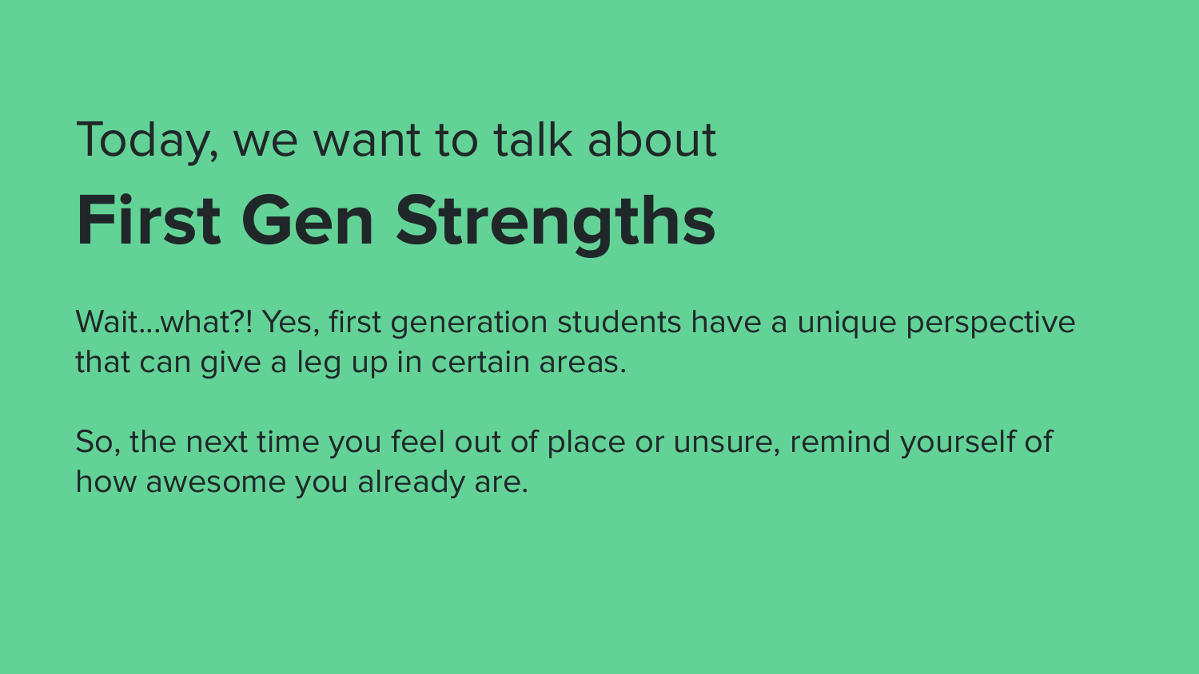Today, we want to talk about

# First Gen Strengths

Wait…what?! Yes, first generation students have a unique perspective that can give a leg up in certain areas.

So, the next time you feel out of place or unsure, remind yourself of how awesome you already are.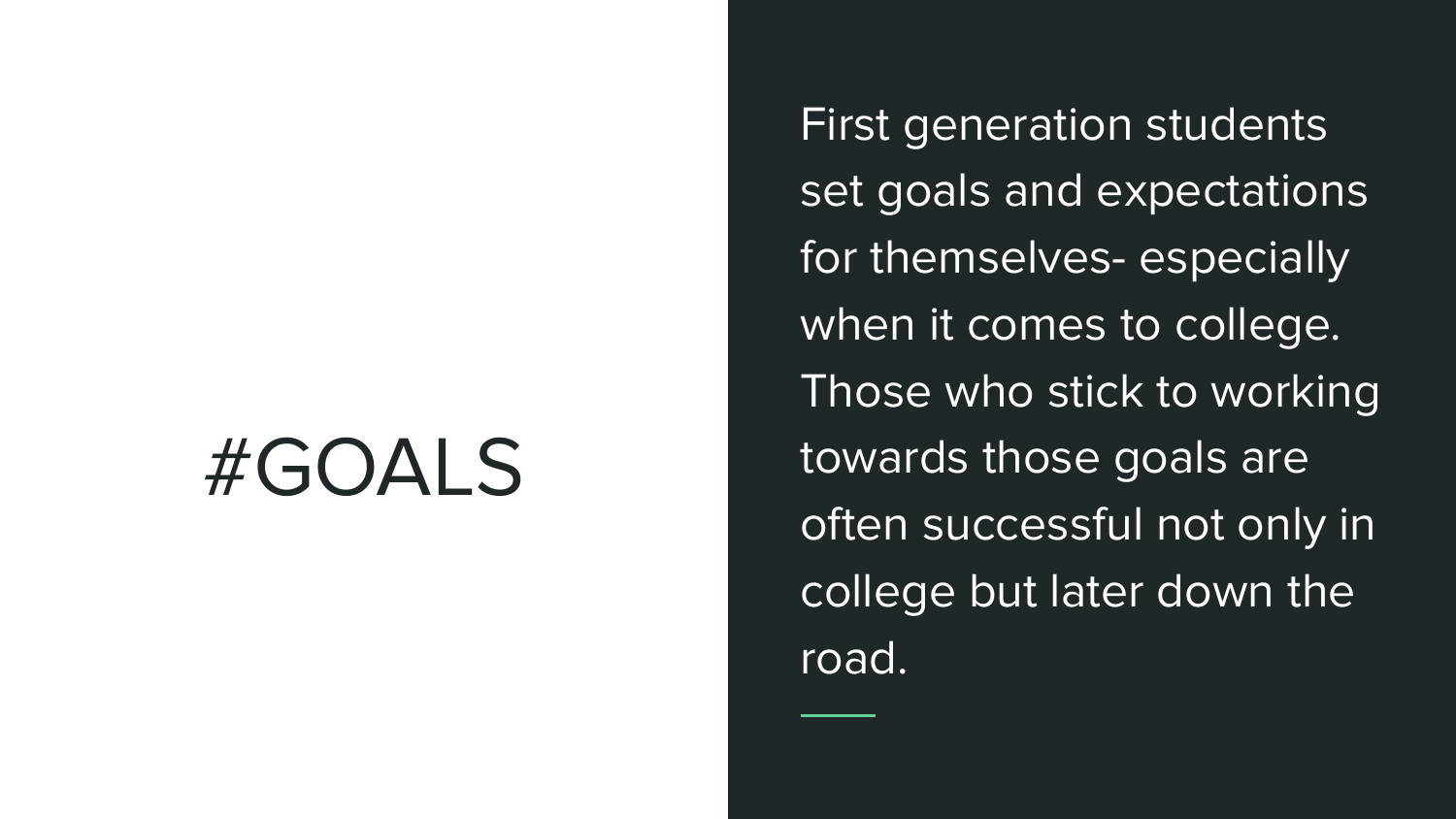# #GOALS

First generation students set goals and expectations for themselves- especially when it comes to college. Those who stick to working towards those goals are often successful not only in college but later down the road.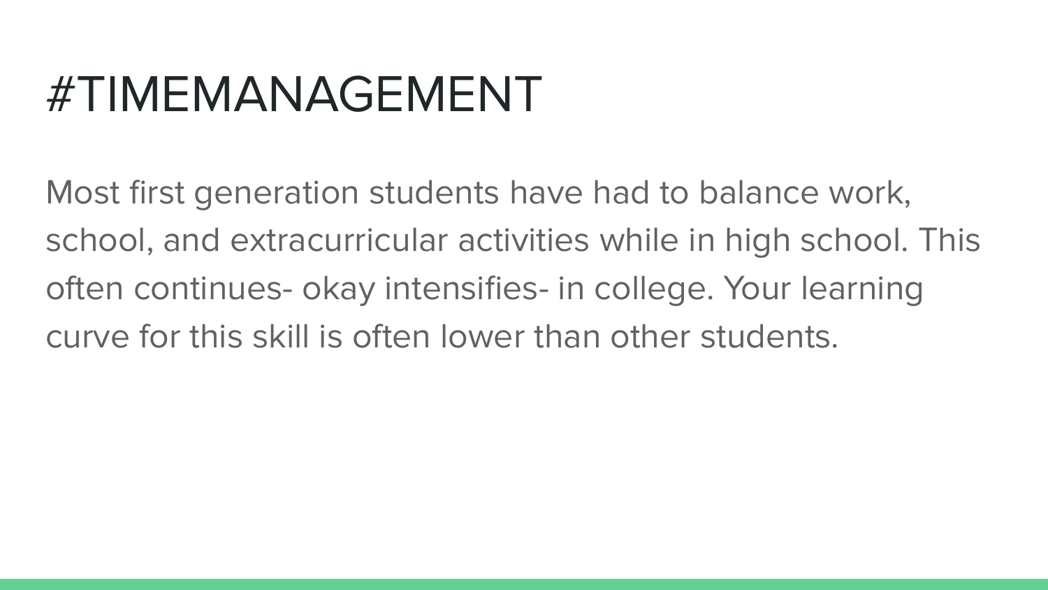# #TIMEMANAGEMENT

Most first generation students have had to balance work, school, and extracurricular activities while in high school. This often continues- okay intensifies- in college. Your learning curve for this skill is often lower than other students.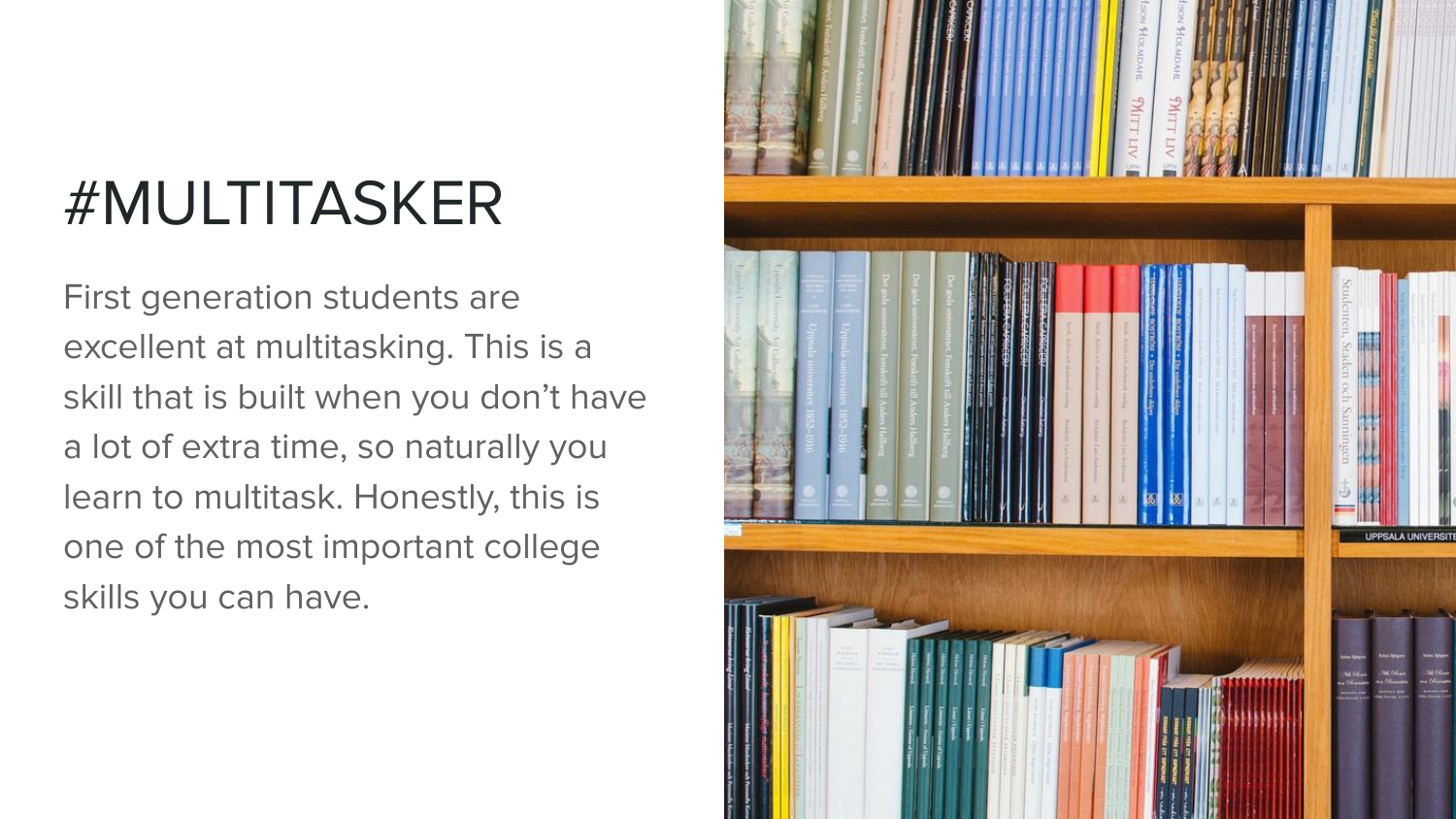# #MULTITASKER

First generation students are excellent at multitasking. This is a skill that is built when you don't have a lot of extra time, so naturally you learn to multitask. Honestly, this is one of the most important college skills you can have.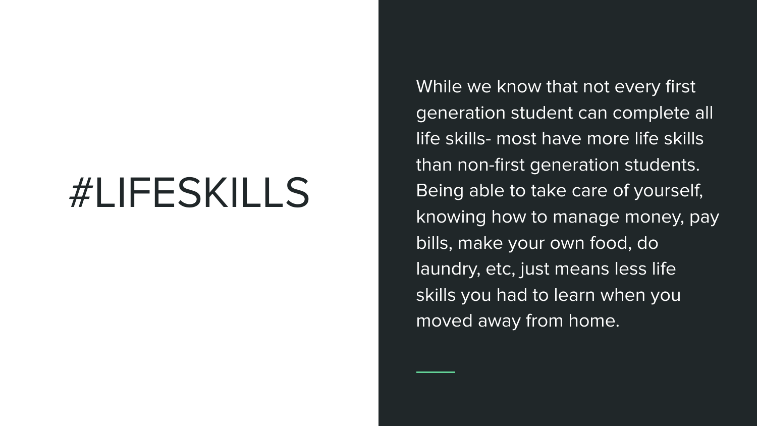# #LIFESKILLS

While we know that not every first generation student can complete all life skills- most have more life skills than non-first generation students. Being able to take care of yourself, knowing how to manage money, pay bills, make your own food, do laundry, etc, just means less life skills you had to learn when you moved away from home.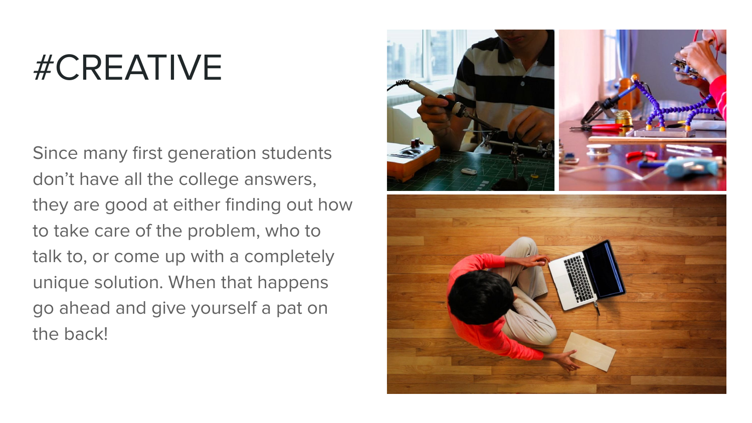# #CREATIVE

Since many first generation students don't have all the college answers, they are good at either finding out how to take care of the problem, who to talk to, or come up with a completely unique solution. When that happens go ahead and give yourself a pat on the back!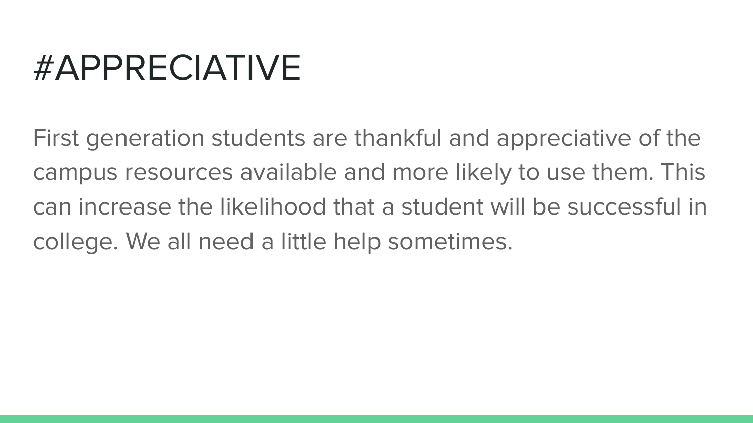# #APPRECIATIVE

First generation students are thankful and appreciative of the campus resources available and more likely to use them. This can increase the likelihood that a student will be successful in college. We all need a little help sometimes.